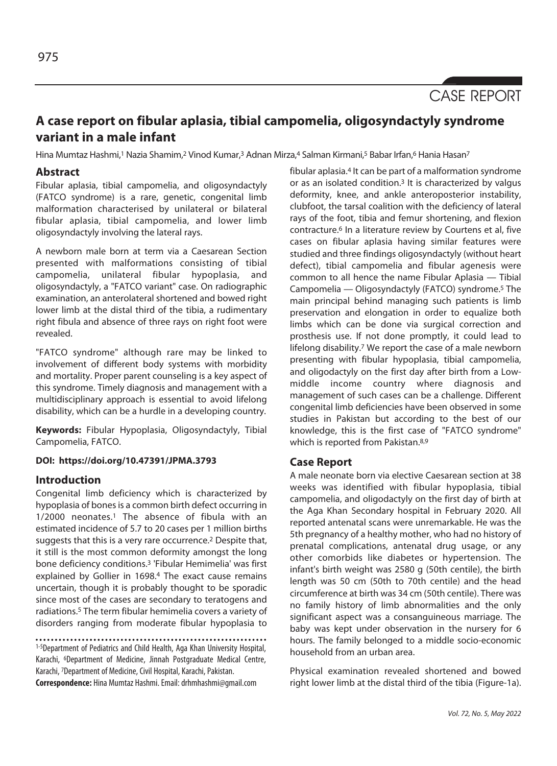CASE REPORT

# A case report on fibular aplasia, tibial campomelia, oligosyndactyly syndrome variant in a male infant

Hina Mumtaz Hashmi,[1] Nazia Shamim,[2] Vinod Kumar,[3] Adnan Mirza,[4] Salman Kirmani,[5] Babar Irfan,[6] Hania Hasan[7]

## Abstract

Fibular aplasia, tibial campomelia, and oligosyndactyly (FATCO syndrome) is a rare, genetic, congenital limb malformation characterised by unilateral or bilateral fibular aplasia, tibial campomelia, and lower limb oligosyndactyly involving the lateral rays.

A newborn male born at term via a Caesarean Section presented with malformations consisting of tibial campomelia, unilateral fibular hypoplasia, and oligosyndactyly, a "FATCO variant" case. On radiographic examination, an anterolateral shortened and bowed right lower limb at the distal third of the tibia, a rudimentary right fibula and absence of three rays on right foot were revealed.

"FATCO syndrome" although rare may be linked to involvement of different body systems with morbidity and mortality. Proper parent counseling is a key aspect of this syndrome. Timely diagnosis and management with a multidisciplinary approach is essential to avoid lifelong disability, which can be a hurdle in a developing country.

**Keywords:** Fibular Hypoplasia, Oligosyndactyly, Tibial Campomelia, FATCO.

**DOI: https://doi.org/10.47391/JPMA.3793**

## Introduction

Congenital limb deficiency which is characterized by hypoplasia of bones is a common birth defect occurring in 1/2000 neonates.[1] The absence of fibula with an estimated incidence of 5.7 to 20 cases per 1 million births suggests that this is a very rare occurrence.[2] Despite that, it still is the most common deformity amongst the long bone deficiency conditions.[3] 'Fibular Hemimelia' was first explained by Gollier in 1698.[4] The exact cause remains uncertain, though it is probably thought to be sporadic since most of the cases are secondary to teratogens and radiations.[5] The term fibular hemimelia covers a variety of disorders ranging from moderate fibular hypoplasia to fibular aplasia.[4] It can be part of a malformation syndrome or as an isolated condition.[3] It is characterized by valgus deformity, knee, and ankle anteroposterior instability, clubfoot, the tarsal coalition with the deficiency of lateral rays of the foot, tibia and femur shortening, and flexion contracture.[6] In a literature review by Courtens et al, five cases on fibular aplasia having similar features were studied and three findings oligosyndactyly (without heart defect), tibial campomelia and fibular agenesis were common to all hence the name Fibular Aplasia — Tibial Campomelia — Oligosyndactyly (FATCO) syndrome.[5] The main principal behind managing such patients is limb preservation and elongation in order to equalize both limbs which can be done via surgical correction and prosthesis use. If not done promptly, it could lead to lifelong disability.[7] We report the case of a male newborn presenting with fibular hypoplasia, tibial campomelia, and oligodactyly on the first day after birth from a Low-middle income country where diagnosis and management of such cases can be a challenge. Different congenital limb deficiencies have been observed in some studies in Pakistan but according to the best of our knowledge, this is the first case of "FATCO syndrome" which is reported from Pakistan.[8,9]

## Case Report

A male neonate born via elective Caesarean section at 38 weeks was identified with fibular hypoplasia, tibial campomelia, and oligodactyly on the first day of birth at the Aga Khan Secondary hospital in February 2020. All reported antenatal scans were unremarkable. He was the 5th pregnancy of a healthy mother, who had no history of prenatal complications, antenatal drug usage, or any other comorbids like diabetes or hypertension. The infant's birth weight was 2580 g (50th centile), the birth length was 50 cm (50th to 70th centile) and the head circumference at birth was 34 cm (50th centile). There was no family history of limb abnormalities and the only significant aspect was a consanguineous marriage. The baby was kept under observation in the nursery for 6 hours. The family belonged to a middle socio-economic household from an urban area.

Physical examination revealed shortened and bowed right lower limb at the distal third of the tibia (Figure-1a).

[1-5]Department of Pediatrics and Child Health, Aga Khan University Hospital, Karachi, [6]Department of Medicine, Jinnah Postgraduate Medical Centre, Karachi, [7]Department of Medicine, Civil Hospital, Karachi, Pakistan.

**Correspondence:** Hina Mumtaz Hashmi. Email: drhmhashmi@gmail.com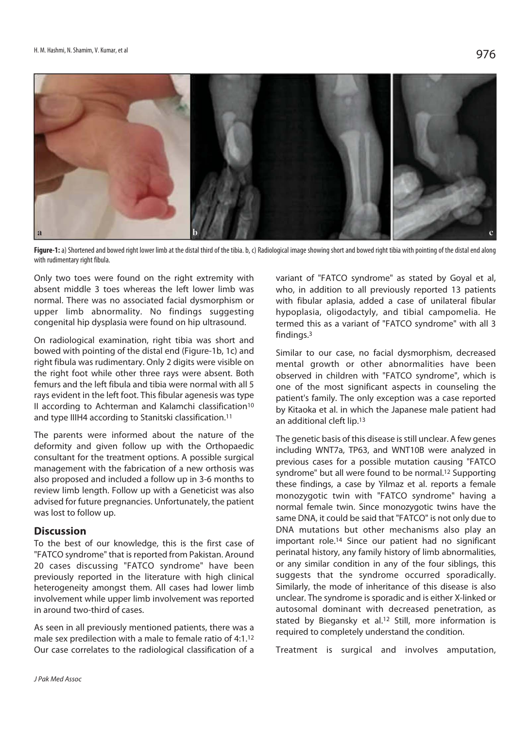**Figure-1:** a) Shortened and bowed right lower limb at the distal third of the tibia. b, c) Radiological image showing short and bowed right tibia with pointing of the distal end along with rudimentary right fibula.

Only two toes were found on the right extremity with absent middle 3 toes whereas the left lower limb was normal. There was no associated facial dysmorphism or upper limb abnormality. No findings suggesting congenital hip dysplasia were found on hip ultrasound.

On radiological examination, right tibia was short and bowed with pointing of the distal end (Figure-1b, 1c) and right fibula was rudimentary. Only 2 digits were visible on the right foot while other three rays were absent. Both femurs and the left fibula and tibia were normal with all 5 rays evident in the left foot. This fibular agenesis was type II according to Achterman and Kalamchi classification[10] and type IIIH4 according to Stanitski classification.[11]

The parents were informed about the nature of the deformity and given follow up with the Orthopaedic consultant for the treatment options. A possible surgical management with the fabrication of a new orthosis was also proposed and included a follow up in 3-6 months to review limb length. Follow up with a Geneticist was also advised for future pregnancies. Unfortunately, the patient was lost to follow up.

## Discussion

To the best of our knowledge, this is the first case of "FATCO syndrome" that is reported from Pakistan. Around 20 cases discussing "FATCO syndrome" have been previously reported in the literature with high clinical heterogeneity amongst them. All cases had lower limb involvement while upper limb involvement was reported in around two-third of cases.

As seen in all previously mentioned patients, there was a male sex predilection with a male to female ratio of 4:1.[12] Our case correlates to the radiological classification of a variant of "FATCO syndrome" as stated by Goyal et al, who, in addition to all previously reported 13 patients with fibular aplasia, added a case of unilateral fibular hypoplasia, oligodactyly, and tibial campomelia. He termed this as a variant of "FATCO syndrome" with all 3 findings.[3]

Similar to our case, no facial dysmorphism, decreased mental growth or other abnormalities have been observed in children with "FATCO syndrome", which is one of the most significant aspects in counseling the patient's family. The only exception was a case reported by Kitaoka et al. in which the Japanese male patient had an additional cleft lip.[13]

The genetic basis of this disease is still unclear. A few genes including WNT7a, TP63, and WNT10B were analyzed in previous cases for a possible mutation causing "FATCO syndrome" but all were found to be normal.[12] Supporting these findings, a case by Yilmaz et al. reports a female monozygotic twin with "FATCO syndrome" having a normal female twin. Since monozygotic twins have the same DNA, it could be said that "FATCO" is not only due to DNA mutations but other mechanisms also play an important role.[14] Since our patient had no significant perinatal history, any family history of limb abnormalities, or any similar condition in any of the four siblings, this suggests that the syndrome occurred sporadically. Similarly, the mode of inheritance of this disease is also unclear. The syndrome is sporadic and is either X-linked or autosomal dominant with decreased penetration, as stated by Biegansky et al.[12] Still, more information is required to completely understand the condition.

Treatment is surgical and involves amputation,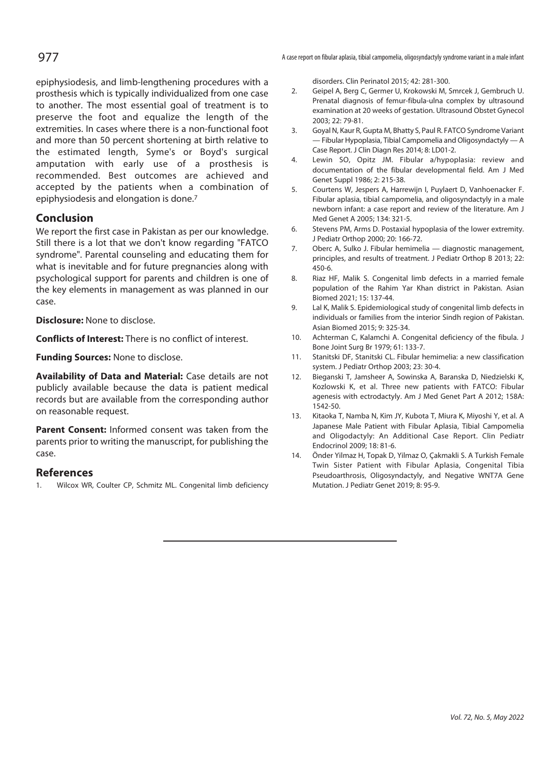epiphysiodesis, and limb-lengthening procedures with a prosthesis which is typically individualized from one case to another. The most essential goal of treatment is to preserve the foot and equalize the length of the extremities. In cases where there is a non-functional foot and more than 50 percent shortening at birth relative to the estimated length, Syme's or Boyd's surgical amputation with early use of a prosthesis is recommended. Best outcomes are achieved and accepted by the patients when a combination of epiphysiodesis and elongation is done.[7]

## Conclusion

We report the first case in Pakistan as per our knowledge. Still there is a lot that we don't know regarding "FATCO syndrome". Parental counseling and educating them for what is inevitable and for future pregnancies along with psychological support for parents and children is one of the key elements in management as was planned in our case.

**Disclosure:** None to disclose.

**Conflicts of Interest:** There is no conflict of interest.

**Funding Sources:** None to disclose.

**Availability of Data and Material:** Case details are not publicly available because the data is patient medical records but are available from the corresponding author on reasonable request.

**Parent Consent:** Informed consent was taken from the parents prior to writing the manuscript, for publishing the case.

## References

1. Wilcox WR, Coulter CP, Schmitz ML. Congenital limb deficiency disorders. Clin Perinatol 2015; 42: 281-300.
2. Geipel A, Berg C, Germer U, Krokowski M, Smrcek J, Gembruch U. Prenatal diagnosis of femur-fibula-ulna complex by ultrasound examination at 20 weeks of gestation. Ultrasound Obstet Gynecol 2003; 22: 79-81.
3. Goyal N, Kaur R, Gupta M, Bhatty S, Paul R. FATCO Syndrome Variant — Fibular Hypoplasia, Tibial Campomelia and Oligosyndactyly — A Case Report. J Clin Diagn Res 2014; 8: LD01-2.
4. Lewin SO, Opitz JM. Fibular a/hypoplasia: review and documentation of the fibular developmental field. Am J Med Genet Suppl 1986; 2: 215-38.
5. Courtens W, Jespers A, Harrewijn I, Puylaert D, Vanhoenacker F. Fibular aplasia, tibial campomelia, and oligosyndactyly in a male newborn infant: a case report and review of the literature. Am J Med Genet A 2005; 134: 321-5.
6. Stevens PM, Arms D. Postaxial hypoplasia of the lower extremity. J Pediatr Orthop 2000; 20: 166-72.
7. Oberc A, Sulko J. Fibular hemimelia — diagnostic management, principles, and results of treatment. J Pediatr Orthop B 2013; 22: 450-6.
8. Riaz HF, Malik S. Congenital limb defects in a married female population of the Rahim Yar Khan district in Pakistan. Asian Biomed 2021; 15: 137-44.
9. Lal K, Malik S. Epidemiological study of congenital limb defects in individuals or families from the interior Sindh region of Pakistan. Asian Biomed 2015; 9: 325-34.
10. Achterman C, Kalamchi A. Congenital deficiency of the fibula. J Bone Joint Surg Br 1979; 61: 133-7.
11. Stanitski DF, Stanitski CL. Fibular hemimelia: a new classification system. J Pediatr Orthop 2003; 23: 30-4.
12. Bieganski T, Jamsheer A, Sowinska A, Baranska D, Niedzielski K, Kozlowski K, et al. Three new patients with FATCO: Fibular agenesis with ectrodactyly. Am J Med Genet Part A 2012; 158A: 1542-50.
13. Kitaoka T, Namba N, Kim JY, Kubota T, Miura K, Miyoshi Y, et al. A Japanese Male Patient with Fibular Aplasia, Tibial Campomelia and Oligodactyly: An Additional Case Report. Clin Pediatr Endocrinol 2009; 18: 81-6.
14. Önder Yilmaz H, Topak D, Yilmaz O, Çakmakli S. A Turkish Female Twin Sister Patient with Fibular Aplasia, Congenital Tibia Pseudoarthrosis, Oligosyndactyly, and Negative WNT7A Gene Mutation. J Pediatr Genet 2019; 8: 95-9.